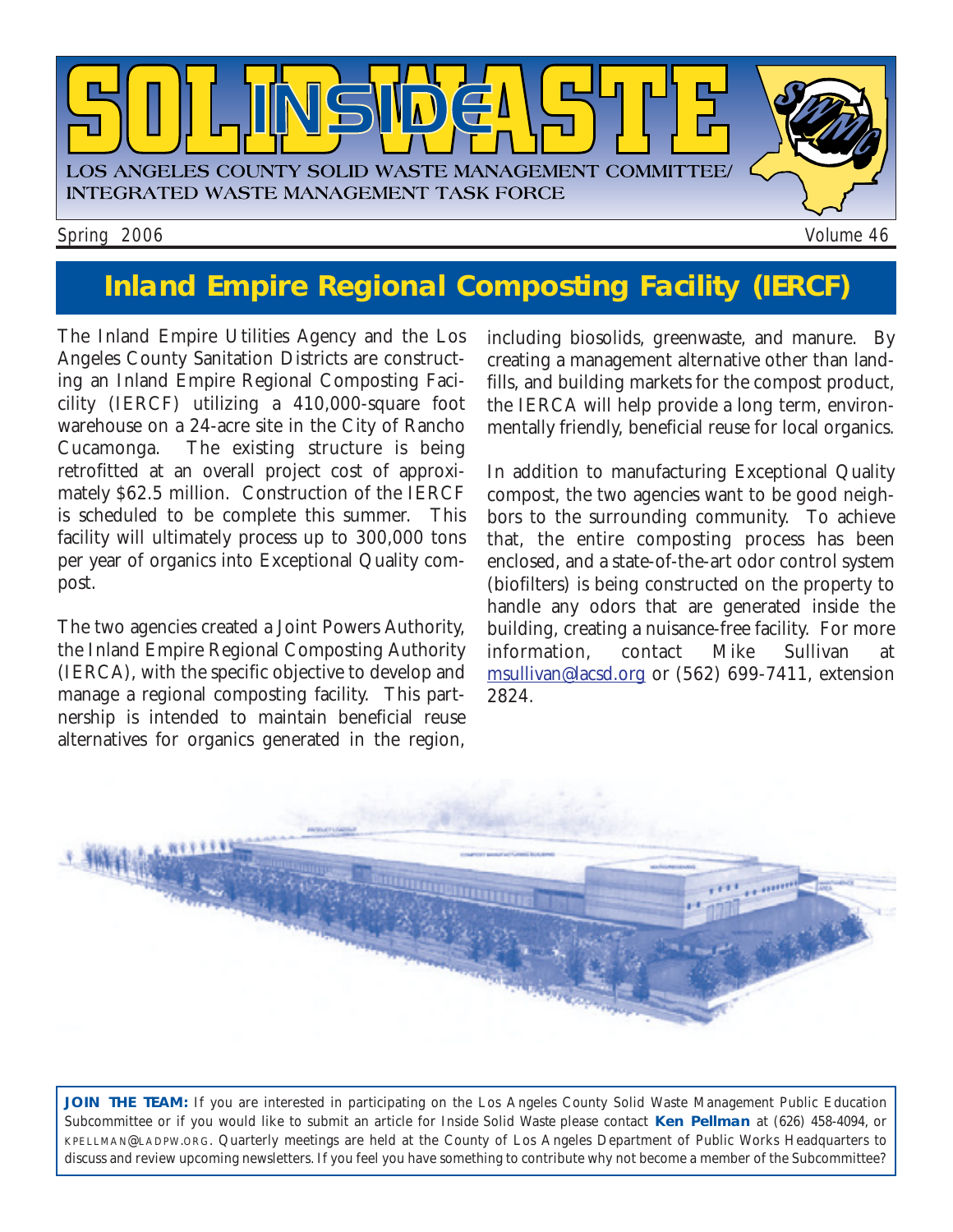# SOLID WASTE INSIDE

LOS ANGELES COUNTY SOLID WASTE MANAGEMENT COMMITTEE/
INTEGRATED WASTE MANAGEMENT TASK FORCE

Spring 2006 Volume 46

## Inland Empire Regional Composting Facility (IERCF)

The Inland Empire Utilities Agency and the Los Angeles County Sanitation Districts are constructing an Inland Empire Regional Composting Facility (IERCF) utilizing a 410,000-square foot warehouse on a 24-acre site in the City of Rancho Cucamonga. The existing structure is being retrofitted at an overall project cost of approximately $62.5 million. Construction of the IERCF is scheduled to be complete this summer. This facility will ultimately process up to 300,000 tons per year of organics into Exceptional Quality compost.

The two agencies created a Joint Powers Authority, the Inland Empire Regional Composting Authority (IERCA), with the specific objective to develop and manage a regional composting facility. This partnership is intended to maintain beneficial reuse alternatives for organics generated in the region, including biosolids, greenwaste, and manure. By creating a management alternative other than landfills, and building markets for the compost product, the IERCA will help provide a long term, environmentally friendly, beneficial reuse for local organics.

In addition to manufacturing Exceptional Quality compost, the two agencies want to be good neighbors to the surrounding community. To achieve that, the entire composting process has been enclosed, and a state-of-the-art odor control system (biofilters) is being constructed on the property to handle any odors that are generated inside the building, creating a nuisance-free facility. For more information, contact Mike Sullivan at msullivan@lacsd.org or (562) 699-7411, extension 2824.

**JOIN THE TEAM:** If you are interested in participating on the Los Angeles County Solid Waste Management Public Education Subcommittee or if you would like to submit an article for Inside Solid Waste please contact **Ken Pellman** at (626) 458-4094, or KPELLMAN@LADPW.ORG. Quarterly meetings are held at the County of Los Angeles Department of Public Works Headquarters to discuss and review upcoming newsletters. If you feel you have something to contribute why not become a member of the Subcommittee?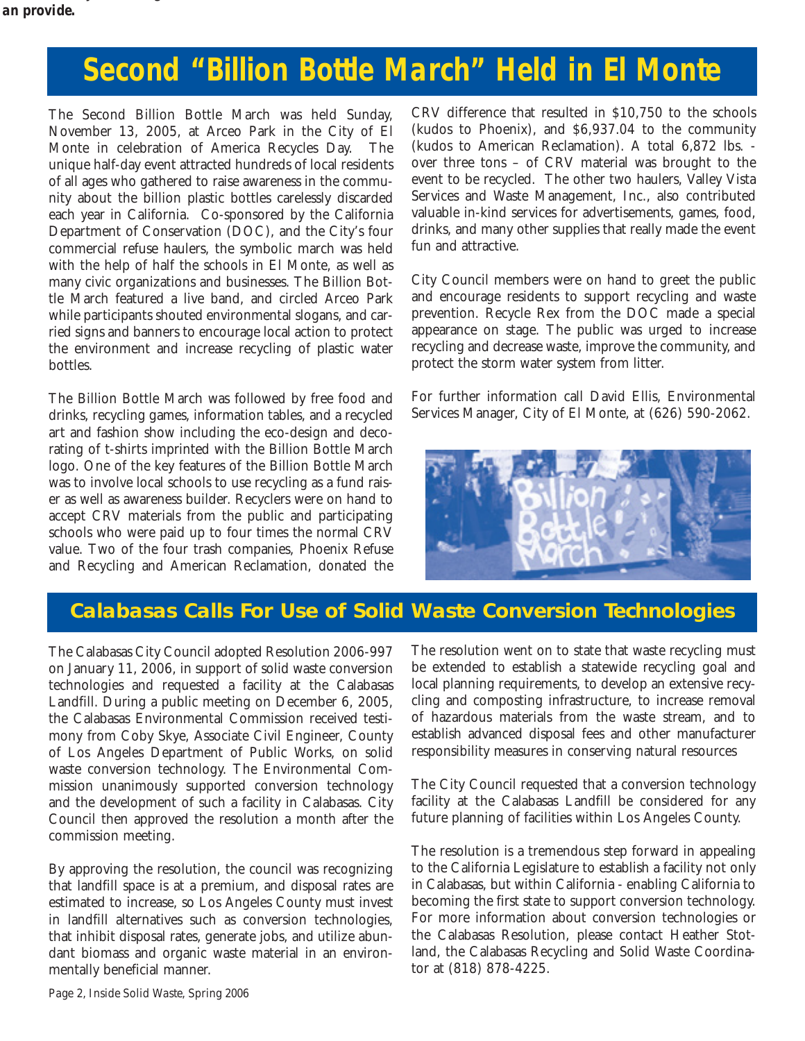## Second "Billion Bottle March" Held in El Monte

The Second Billion Bottle March was held Sunday, November 13, 2005, at Arceo Park in the City of El Monte in celebration of America Recycles Day. The unique half-day event attracted hundreds of local residents of all ages who gathered to raise awareness in the community about the billion plastic bottles carelessly discarded each year in California. Co-sponsored by the California Department of Conservation (DOC), and the City's four commercial refuse haulers, the symbolic march was held with the help of half the schools in El Monte, as well as many civic organizations and businesses. The Billion Bottle March featured a live band, and circled Arceo Park while participants shouted environmental slogans, and carried signs and banners to encourage local action to protect the environment and increase recycling of plastic water bottles.

The Billion Bottle March was followed by free food and drinks, recycling games, information tables, and a recycled art and fashion show including the eco-design and decorating of t-shirts imprinted with the Billion Bottle March logo. One of the key features of the Billion Bottle March was to involve local schools to use recycling as a fund raiser as well as awareness builder. Recyclers were on hand to accept CRV materials from the public and participating schools who were paid up to four times the normal CRV value. Two of the four trash companies, Phoenix Refuse and Recycling and American Reclamation, donated the CRV difference that resulted in $10,750 to the schools (kudos to Phoenix), and $6,937.04 to the community (kudos to American Reclamation). A total 6,872 lbs. - over three tons – of CRV material was brought to the event to be recycled. The other two haulers, Valley Vista Services and Waste Management, Inc., also contributed valuable in-kind services for advertisements, games, food, drinks, and many other supplies that really made the event fun and attractive.

City Council members were on hand to greet the public and encourage residents to support recycling and waste prevention. Recycle Rex from the DOC made a special appearance on stage. The public was urged to increase recycling and decrease waste, improve the community, and protect the storm water system from litter.

For further information call David Ellis, Environmental Services Manager, City of El Monte, at (626) 590-2062.

## Calabasas Calls For Use of Solid Waste Conversion Technologies

The Calabasas City Council adopted Resolution 2006-997 on January 11, 2006, in support of solid waste conversion technologies and requested a facility at the Calabasas Landfill. During a public meeting on December 6, 2005, the Calabasas Environmental Commission received testimony from Coby Skye, Associate Civil Engineer, County of Los Angeles Department of Public Works, on solid waste conversion technology. The Environmental Commission unanimously supported conversion technology and the development of such a facility in Calabasas. City Council then approved the resolution a month after the commission meeting.

By approving the resolution, the council was recognizing that landfill space is at a premium, and disposal rates are estimated to increase, so Los Angeles County must invest in landfill alternatives such as conversion technologies, that inhibit disposal rates, generate jobs, and utilize abundant biomass and organic waste material in an environmentally beneficial manner.

The resolution went on to state that waste recycling must be extended to establish a statewide recycling goal and local planning requirements, to develop an extensive recycling and composting infrastructure, to increase removal of hazardous materials from the waste stream, and to establish advanced disposal fees and other manufacturer responsibility measures in conserving natural resources

The City Council requested that a conversion technology facility at the Calabasas Landfill be considered for any future planning of facilities within Los Angeles County.

The resolution is a tremendous step forward in appealing to the California Legislature to establish a facility not only in Calabasas, but within California - enabling California to becoming the first state to support conversion technology. For more information about conversion technologies or the Calabasas Resolution, please contact Heather Stotland, the Calabasas Recycling and Solid Waste Coordinator at (818) 878-4225.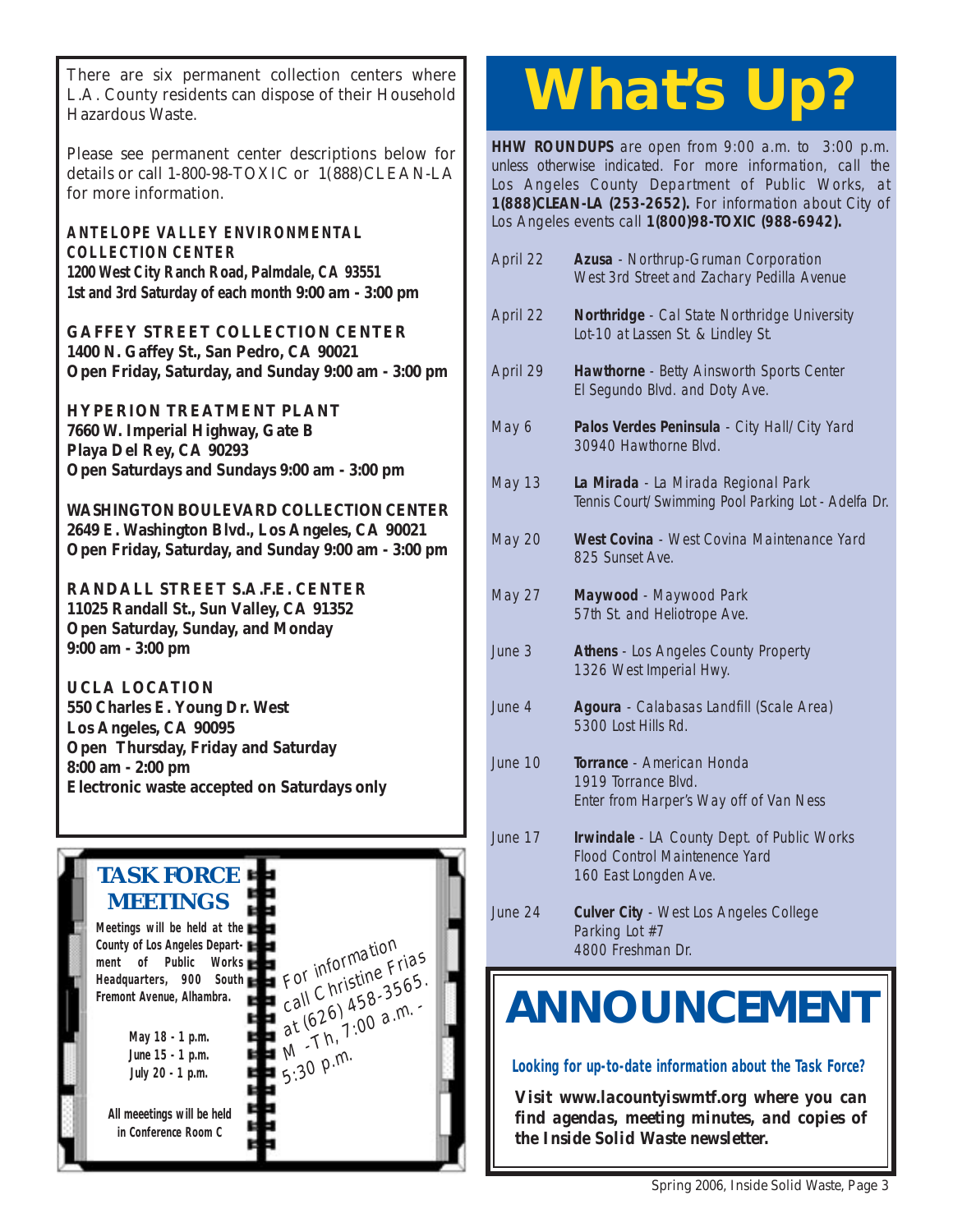There are six permanent collection centers where L.A. County residents can dispose of their Household Hazardous Waste.

Please see permanent center descriptions below for details or call 1-800-98-TOXIC or 1(888)CLEAN-LA for more information.

**ANTELOPE VALLEY ENVIRONMENTAL COLLECTION CENTER**
**1200 West City Ranch Road, Palmdale, CA 93551**
**1st and 3rd Saturday of each month 9:00 am - 3:00 pm**

**GAFFEY STREET COLLECTION CENTER**
**1400 N. Gaffey St., San Pedro, CA 90021**
**Open Friday, Saturday, and Sunday 9:00 am - 3:00 pm**

**HYPERION TREATMENT PLANT**
**7660 W. Imperial Highway, Gate B**
**Playa Del Rey, CA 90293**
**Open Saturdays and Sundays 9:00 am - 3:00 pm**

**WASHINGTON BOULEVARD COLLECTION CENTER**
**2649 E. Washington Blvd., Los Angeles, CA 90021**
**Open Friday, Saturday, and Sunday 9:00 am - 3:00 pm**

**RANDALL STREET S.A.F.E. CENTER**
**11025 Randall St., Sun Valley, CA 91352**
**Open Saturday, Sunday, and Monday**
**9:00 am - 3:00 pm**

**UCLA LOCATION**
**550 Charles E. Young Dr. West**
**Los Angeles, CA 90095**
**Open Thursday, Friday and Saturday**
**8:00 am - 2:00 pm**
**Electronic waste accepted on Saturdays only**

## TASK FORCE MEETINGS

**Meetings will be held at the County of Los Angeles Department of Public Works Headquarters, 900 South Fremont Avenue, Alhambra.**

**May 18 - 1 p.m.**
**June 15 - 1 p.m.**
**July 20 - 1 p.m.**

**All meeetings will be held in Conference Room C**

*For information call Christine Frias at (626) 458-3565. M -Th, 7:00 a.m. - 5:30 p.m.*

# What's Up?

**HHW ROUNDUPS** are open from 9:00 a.m. to 3:00 p.m. unless otherwise indicated. For more information, call the Los Angeles County Department of Public Works, at **1(888)CLEAN-LA (253-2652).** For information about City of Los Angeles events call **1(800)98-TOXIC (988-6942).**

| Date | Event |
|---|---|
| April 22 | **Azusa** - Northrup-Gruman Corporation<br>West 3rd Street and Zachary Pedilla Avenue |
| April 22 | **Northridge** - Cal State Northridge University<br>Lot-10 at Lassen St. & Lindley St. |
| April 29 | **Hawthorne** - Betty Ainsworth Sports Center<br>El Segundo Blvd. and Doty Ave. |
| May 6 | **Palos Verdes Peninsula** - City Hall/City Yard<br>30940 Hawthorne Blvd. |
| May 13 | **La Mirada** - La Mirada Regional Park<br>Tennis Court/Swimming Pool Parking Lot - Adelfa Dr. |
| May 20 | **West Covina** - West Covina Maintenance Yard<br>825 Sunset Ave. |
| May 27 | **Maywood** - Maywood Park<br>57th St. and Heliotrope Ave. |
| June 3 | **Athens** - Los Angeles County Property<br>1326 West Imperial Hwy. |
| June 4 | **Agoura** - Calabasas Landfill (Scale Area)<br>5300 Lost Hills Rd. |
| June 10 | **Torrance** - American Honda<br>1919 Torrance Blvd.<br>Enter from Harper's Way off of Van Ness |
| June 17 | **Irwindale** - LA County Dept. of Public Works<br>Flood Control Maintenence Yard<br>160 East Longden Ave. |
| June 24 | **Culver City** - West Los Angeles College<br>Parking Lot #7<br>4800 Freshman Dr. |

# ANNOUNCEMENT

**Looking for up-to-date information about the Task Force?**

***Visit www.lacountyiswmtf.org where you can find agendas, meeting minutes, and copies of the Inside Solid Waste newsletter.***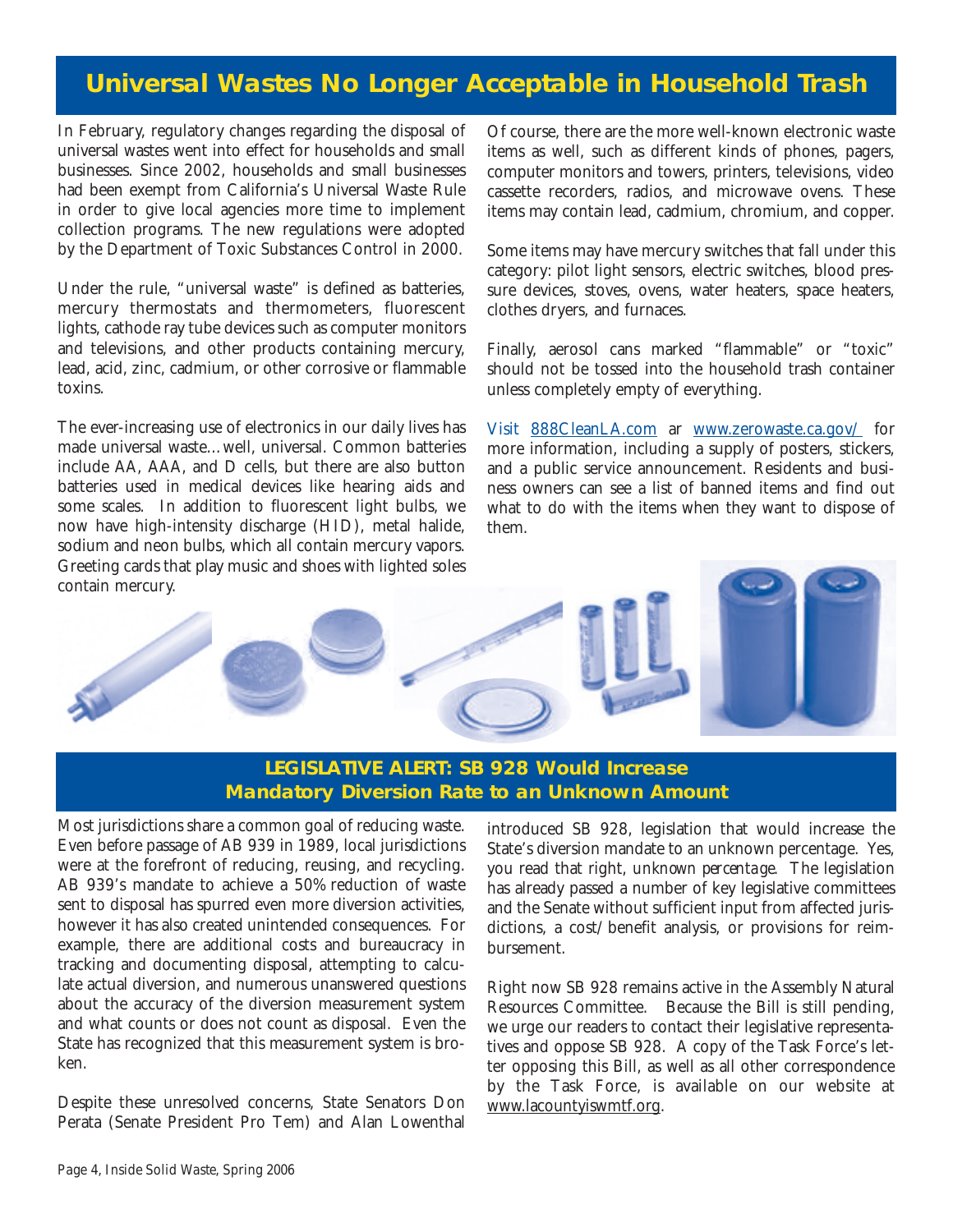# Universal Wastes No Longer Acceptable in Household Trash

In February, regulatory changes regarding the disposal of universal wastes went into effect for households and small businesses. Since 2002, households and small businesses had been exempt from California's Universal Waste Rule in order to give local agencies more time to implement collection programs. The new regulations were adopted by the Department of Toxic Substances Control in 2000.

Under the rule, "universal waste" is defined as batteries, mercury thermostats and thermometers, fluorescent lights, cathode ray tube devices such as computer monitors and televisions, and other products containing mercury, lead, acid, zinc, cadmium, or other corrosive or flammable toxins.

The ever-increasing use of electronics in our daily lives has made universal waste…well, universal. Common batteries include AA, AAA, and D cells, but there are also button batteries used in medical devices like hearing aids and some scales. In addition to fluorescent light bulbs, we now have high-intensity discharge (HID), metal halide, sodium and neon bulbs, which all contain mercury vapors. Greeting cards that play music and shoes with lighted soles contain mercury.

Of course, there are the more well-known electronic waste items as well, such as different kinds of phones, pagers, computer monitors and towers, printers, televisions, video cassette recorders, radios, and microwave ovens. These items may contain lead, cadmium, chromium, and copper.

Some items may have mercury switches that fall under this category: pilot light sensors, electric switches, blood pressure devices, stoves, ovens, water heaters, space heaters, clothes dryers, and furnaces.

Finally, aerosol cans marked "flammable" or "toxic" should not be tossed into the household trash container unless completely empty of everything.

Visit 888CleanLA.com ar www.zerowaste.ca.gov/ for more information, including a supply of posters, stickers, and a public service announcement. Residents and business owners can see a list of banned items and find out what to do with the items when they want to dispose of them.

## LEGISLATIVE ALERT: SB 928 Would Increase Mandatory Diversion Rate to an Unknown Amount

Most jurisdictions share a common goal of reducing waste. Even before passage of AB 939 in 1989, local jurisdictions were at the forefront of reducing, reusing, and recycling. AB 939's mandate to achieve a 50% reduction of waste sent to disposal has spurred even more diversion activities, however it has also created unintended consequences. For example, there are additional costs and bureaucracy in tracking and documenting disposal, attempting to calculate actual diversion, and numerous unanswered questions about the accuracy of the diversion measurement system and what counts or does not count as disposal. Even the State has recognized that this measurement system is broken.

Despite these unresolved concerns, State Senators Don Perata (Senate President Pro Tem) and Alan Lowenthal introduced SB 928, legislation that would increase the State's diversion mandate to an unknown percentage. Yes, you read that right, *unknown percentage*. The legislation has already passed a number of key legislative committees and the Senate without sufficient input from affected jurisdictions, a cost/benefit analysis, or provisions for reimbursement.

Right now SB 928 remains active in the Assembly Natural Resources Committee. Because the Bill is still pending, we urge our readers to contact their legislative representatives and oppose SB 928. A copy of the Task Force's letter opposing this Bill, as well as all other correspondence by the Task Force, is available on our website at www.lacountyiswmtf.org.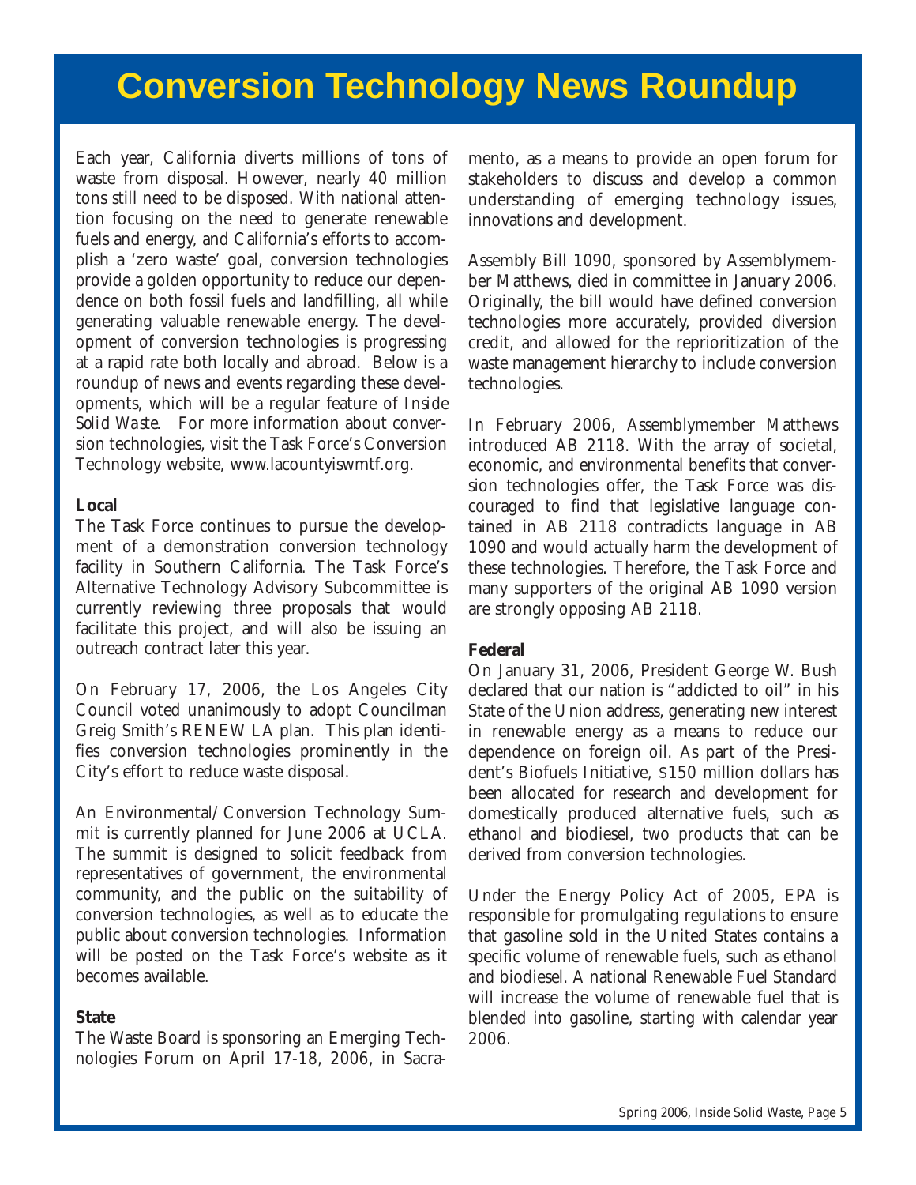# Conversion Technology News Roundup

Each year, California diverts millions of tons of waste from disposal. However, nearly 40 million tons still need to be disposed. With national attention focusing on the need to generate renewable fuels and energy, and California's efforts to accomplish a 'zero waste' goal, conversion technologies provide a golden opportunity to reduce our dependence on both fossil fuels and landfilling, all while generating valuable renewable energy. The development of conversion technologies is progressing at a rapid rate both locally and abroad. Below is a roundup of news and events regarding these developments, which will be a regular feature of *Inside Solid Waste*. For more information about conversion technologies, visit the Task Force's Conversion Technology website, www.lacountyiswmtf.org.

**Local**

The Task Force continues to pursue the development of a demonstration conversion technology facility in Southern California. The Task Force's Alternative Technology Advisory Subcommittee is currently reviewing three proposals that would facilitate this project, and will also be issuing an outreach contract later this year.

On February 17, 2006, the Los Angeles City Council voted unanimously to adopt Councilman Greig Smith's RENEW LA plan. This plan identifies conversion technologies prominently in the City's effort to reduce waste disposal.

An Environmental/Conversion Technology Summit is currently planned for June 2006 at UCLA. The summit is designed to solicit feedback from representatives of government, the environmental community, and the public on the suitability of conversion technologies, as well as to educate the public about conversion technologies. Information will be posted on the Task Force's website as it becomes available.

**State**

The Waste Board is sponsoring an Emerging Technologies Forum on April 17-18, 2006, in Sacramento, as a means to provide an open forum for stakeholders to discuss and develop a common understanding of emerging technology issues, innovations and development.

Assembly Bill 1090, sponsored by Assemblymember Matthews, died in committee in January 2006. Originally, the bill would have defined conversion technologies more accurately, provided diversion credit, and allowed for the reprioritization of the waste management hierarchy to include conversion technologies.

In February 2006, Assemblymember Matthews introduced AB 2118. With the array of societal, economic, and environmental benefits that conversion technologies offer, the Task Force was discouraged to find that legislative language contained in AB 2118 contradicts language in AB 1090 and would actually harm the development of these technologies. Therefore, the Task Force and many supporters of the original AB 1090 version are strongly opposing AB 2118.

**Federal**

On January 31, 2006, President George W. Bush declared that our nation is "addicted to oil" in his State of the Union address, generating new interest in renewable energy as a means to reduce our dependence on foreign oil. As part of the President's Biofuels Initiative, $150 million dollars has been allocated for research and development for domestically produced alternative fuels, such as ethanol and biodiesel, two products that can be derived from conversion technologies.

Under the Energy Policy Act of 2005, EPA is responsible for promulgating regulations to ensure that gasoline sold in the United States contains a specific volume of renewable fuels, such as ethanol and biodiesel. A national Renewable Fuel Standard will increase the volume of renewable fuel that is blended into gasoline, starting with calendar year 2006.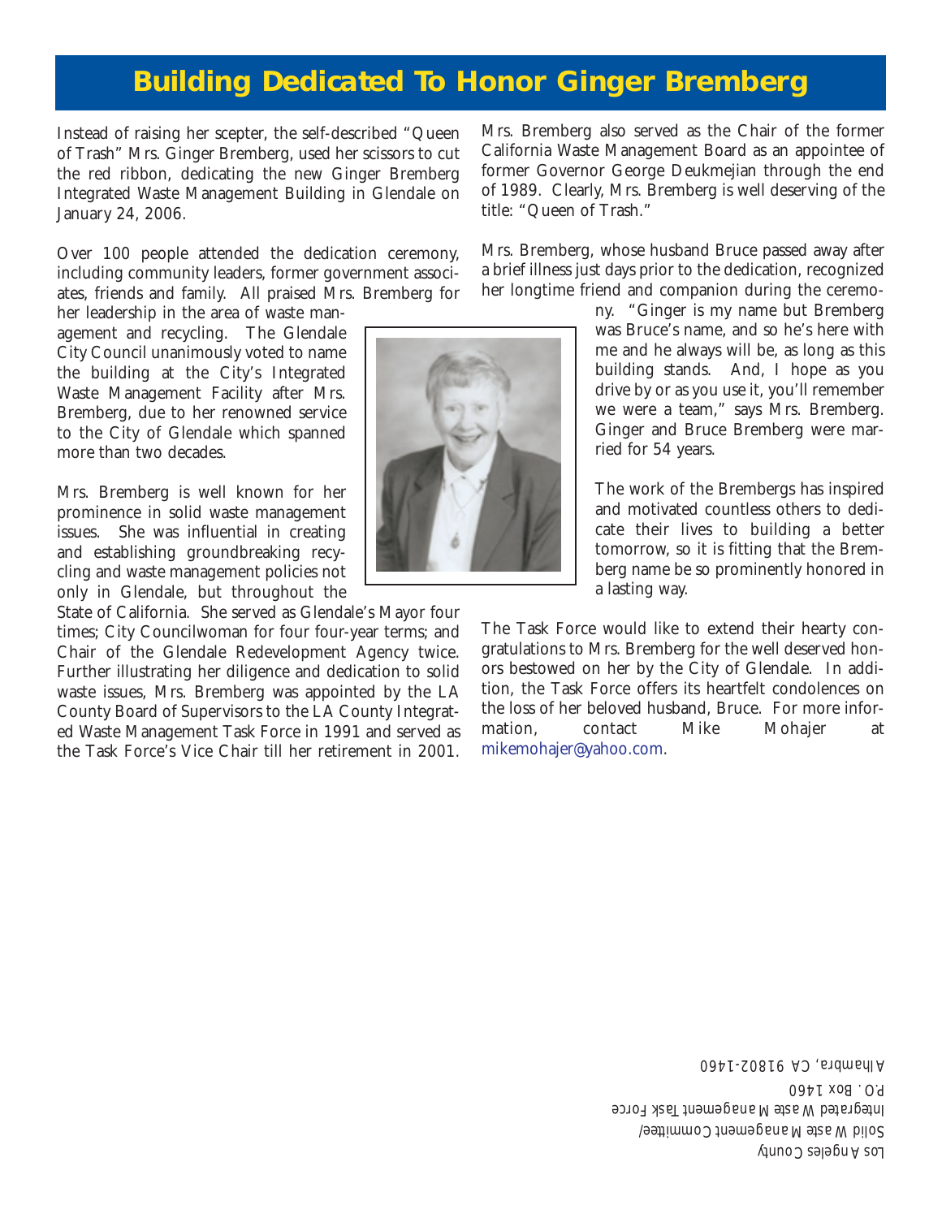# Building Dedicated To Honor Ginger Bremberg

Instead of raising her scepter, the self-described "Queen of Trash" Mrs. Ginger Bremberg, used her scissors to cut the red ribbon, dedicating the new Ginger Bremberg Integrated Waste Management Building in Glendale on January 24, 2006.

Over 100 people attended the dedication ceremony, including community leaders, former government associates, friends and family. All praised Mrs. Bremberg for her leadership in the area of waste management and recycling. The Glendale City Council unanimously voted to name the building at the City's Integrated Waste Management Facility after Mrs. Bremberg, due to her renowned service to the City of Glendale which spanned more than two decades.

Mrs. Bremberg is well known for her prominence in solid waste management issues. She was influential in creating and establishing groundbreaking recycling and waste management policies not only in Glendale, but throughout the State of California. She served as Glendale's Mayor four times; City Councilwoman for four four-year terms; and Chair of the Glendale Redevelopment Agency twice. Further illustrating her diligence and dedication to solid waste issues, Mrs. Bremberg was appointed by the LA County Board of Supervisors to the LA County Integrated Waste Management Task Force in 1991 and served as the Task Force's Vice Chair till her retirement in 2001.

Mrs. Bremberg also served as the Chair of the former California Waste Management Board as an appointee of former Governor George Deukmejian through the end of 1989. Clearly, Mrs. Bremberg is well deserving of the title: "Queen of Trash."

Mrs. Bremberg, whose husband Bruce passed away after a brief illness just days prior to the dedication, recognized her longtime friend and companion during the ceremony. "Ginger is my name but Bremberg was Bruce's name, and so he's here with me and he always will be, as long as this building stands. And, I hope as you drive by or as you use it, you'll remember we were a team," says Mrs. Bremberg. Ginger and Bruce Bremberg were married for 54 years.

The work of the Brembergs has inspired and motivated countless others to dedicate their lives to building a better tomorrow, so it is fitting that the Bremberg name be so prominently honored in a lasting way.

The Task Force would like to extend their hearty congratulations to Mrs. Bremberg for the well deserved honors bestowed on her by the City of Glendale. In addition, the Task Force offers its heartfelt condolences on the loss of her beloved husband, Bruce. For more information, contact Mike Mohajer at mikemohajer@yahoo.com.

Los Angeles County
Solid Waste Management Committee/
Integrated Waste Management Task Force
P.O. Box 1460
Alhambra, CA 91802-1460